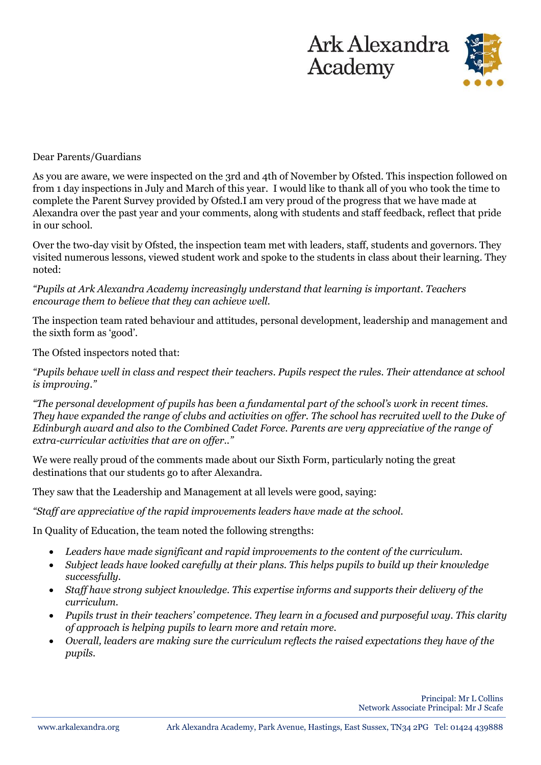Ark Alexandra Academy

Dear Parents/Guardians

As you are aware, we were inspected on the 3rd and 4th of November by Ofsted. This inspection followed on from 1 day inspections in July and March of this year. I would like to thank all of you who took the time to complete the Parent Survey provided by Ofsted.I am very proud of the progress that we have made at Alexandra over the past year and your comments, along with students and staff feedback, reflect that pride in our school.

Over the two-day visit by Ofsted, the inspection team met with leaders, staff, students and governors. They visited numerous lessons, viewed student work and spoke to the students in class about their learning. They noted:

*"Pupils at Ark Alexandra Academy increasingly understand that learning is important. Teachers encourage them to believe that they can achieve well.*

The inspection team rated behaviour and attitudes, personal development, leadership and management and the sixth form as 'good'.

The Ofsted inspectors noted that:

*"Pupils behave well in class and respect their teachers. Pupils respect the rules. Their attendance at school is improving."*

*"The personal development of pupils has been a fundamental part of the school's work in recent times. They have expanded the range of clubs and activities on offer. The school has recruited well to the Duke of Edinburgh award and also to the Combined Cadet Force. Parents are very appreciative of the range of extra-curricular activities that are on offer.."*

We were really proud of the comments made about our Sixth Form, particularly noting the great destinations that our students go to after Alexandra.

They saw that the Leadership and Management at all levels were good, saying:

*"Staff are appreciative of the rapid improvements leaders have made at the school.*

In Quality of Education, the team noted the following strengths:

- *Leaders have made significant and rapid improvements to the content of the curriculum.*
- *Subject leads have looked carefully at their plans. This helps pupils to build up their knowledge successfully.*
- *Staff have strong subject knowledge. This expertise informs and supports their delivery of the curriculum.*
- *Pupils trust in their teachers' competence. They learn in a focused and purposeful way. This clarity of approach is helping pupils to learn more and retain more.*
- *Overall, leaders are making sure the curriculum reflects the raised expectations they have of the pupils.*

Principal: Mr L Collins
Network Associate Principal: Mr J Scafe

www.arkalexandra.org Ark Alexandra Academy, Park Avenue, Hastings, East Sussex, TN34 2PG Tel: 01424 439888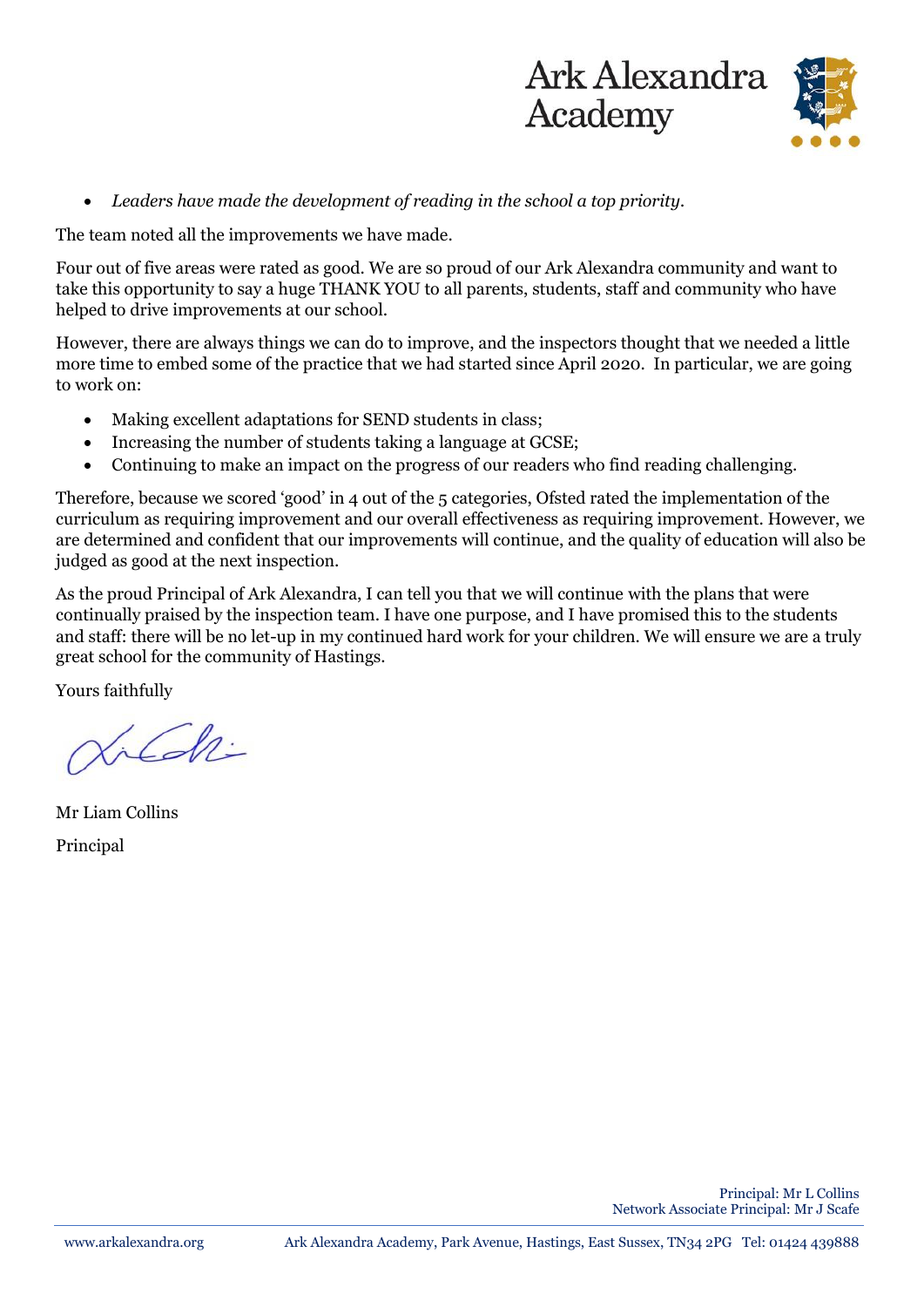- *Leaders have made the development of reading in the school a top priority.*

The team noted all the improvements we have made.

Four out of five areas were rated as good. We are so proud of our Ark Alexandra community and want to take this opportunity to say a huge THANK YOU to all parents, students, staff and community who have helped to drive improvements at our school.

However, there are always things we can do to improve, and the inspectors thought that we needed a little more time to embed some of the practice that we had started since April 2020. In particular, we are going to work on:

- Making excellent adaptations for SEND students in class;
- Increasing the number of students taking a language at GCSE;
- Continuing to make an impact on the progress of our readers who find reading challenging.

Therefore, because we scored 'good' in 4 out of the 5 categories, Ofsted rated the implementation of the curriculum as requiring improvement and our overall effectiveness as requiring improvement. However, we are determined and confident that our improvements will continue, and the quality of education will also be judged as good at the next inspection.

As the proud Principal of Ark Alexandra, I can tell you that we will continue with the plans that were continually praised by the inspection team. I have one purpose, and I have promised this to the students and staff: there will be no let-up in my continued hard work for your children. We will ensure we are a truly great school for the community of Hastings.

Yours faithfully

Mr Liam Collins

Principal